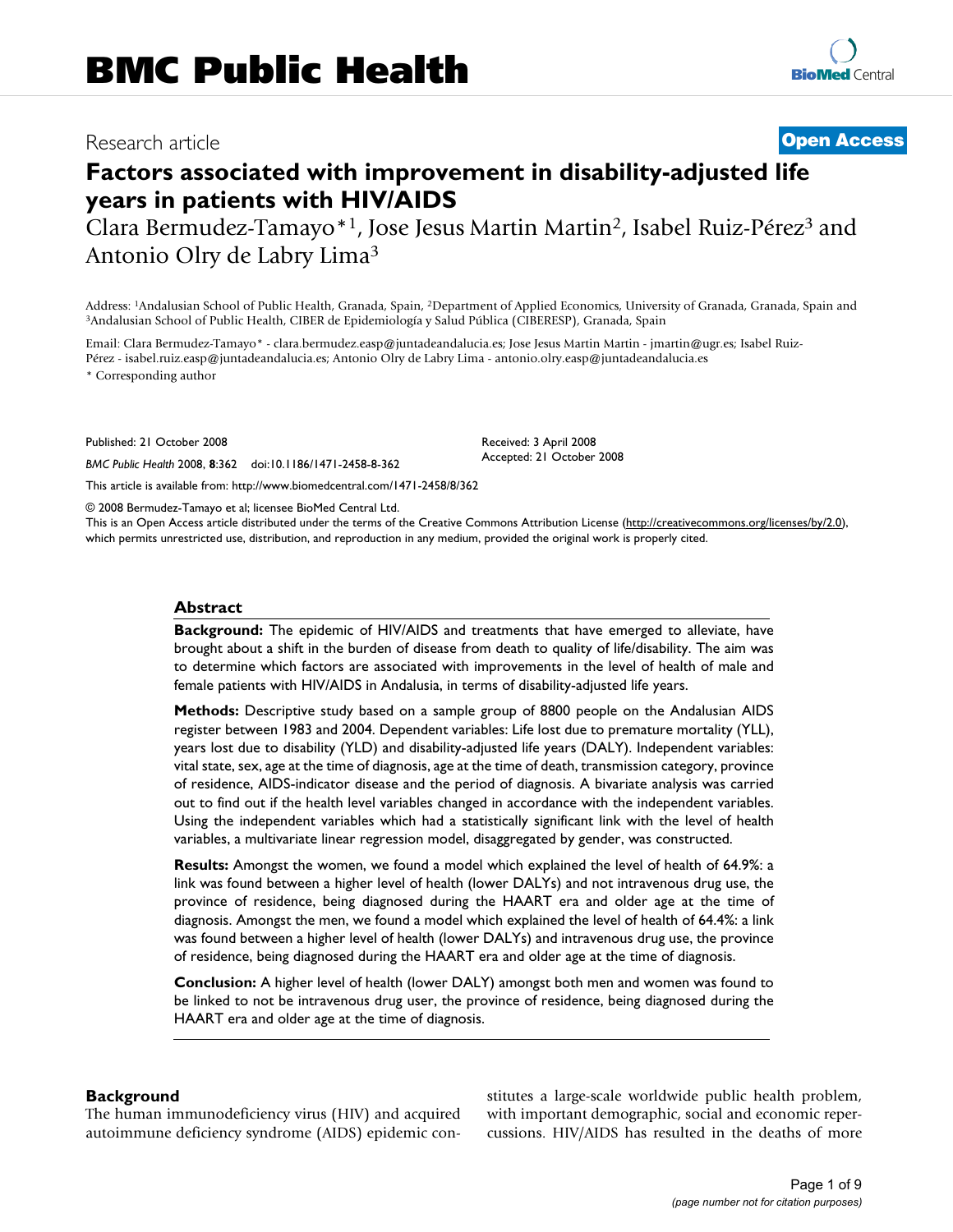# Factors associated with improvement in disability-adjusted life years in patients with HIV/AIDS

Research article — Open Access

Clara Bermudez-Tamayo*[1], Jose Jesus Martin Martin[2], Isabel Ruiz-Pérez[3] and Antonio Olry de Labry Lima[3]

Address: [1]Andalusian School of Public Health, Granada, Spain, [2]Department of Applied Economics, University of Granada, Granada, Spain and [3]Andalusian School of Public Health, CIBER de Epidemiología y Salud Pública (CIBERESP), Granada, Spain

Email: Clara Bermudez-Tamayo* - clara.bermudez.easp@juntadeandalucia.es; Jose Jesus Martin Martin - jmartin@ugr.es; Isabel Ruiz-Pérez - isabel.ruiz.easp@juntadeandalucia.es; Antonio Olry de Labry Lima - antonio.olry.easp@juntadeandalucia.es

* Corresponding author

Published: 21 October 2008

*BMC Public Health* 2008, **8**:362 doi:10.1186/1471-2458-8-362

Received: 3 April 2008
Accepted: 21 October 2008

This article is available from: http://www.biomedcentral.com/1471-2458/8/362

© 2008 Bermudez-Tamayo et al; licensee BioMed Central Ltd.
This is an Open Access article distributed under the terms of the Creative Commons Attribution License (http://creativecommons.org/licenses/by/2.0), which permits unrestricted use, distribution, and reproduction in any medium, provided the original work is properly cited.

## Abstract

**Background:** The epidemic of HIV/AIDS and treatments that have emerged to alleviate, have brought about a shift in the burden of disease from death to quality of life/disability. The aim was to determine which factors are associated with improvements in the level of health of male and female patients with HIV/AIDS in Andalusia, in terms of disability-adjusted life years.

**Methods:** Descriptive study based on a sample group of 8800 people on the Andalusian AIDS register between 1983 and 2004. Dependent variables: Life lost due to premature mortality (YLL), years lost due to disability (YLD) and disability-adjusted life years (DALY). Independent variables: vital state, sex, age at the time of diagnosis, age at the time of death, transmission category, province of residence, AIDS-indicator disease and the period of diagnosis. A bivariate analysis was carried out to find out if the health level variables changed in accordance with the independent variables. Using the independent variables which had a statistically significant link with the level of health variables, a multivariate linear regression model, disaggregated by gender, was constructed.

**Results:** Amongst the women, we found a model which explained the level of health of 64.9%: a link was found between a higher level of health (lower DALYs) and not intravenous drug use, the province of residence, being diagnosed during the HAART era and older age at the time of diagnosis. Amongst the men, we found a model which explained the level of health of 64.4%: a link was found between a higher level of health (lower DALYs) and intravenous drug use, the province of residence, being diagnosed during the HAART era and older age at the time of diagnosis.

**Conclusion:** A higher level of health (lower DALY) amongst both men and women was found to be linked to not be intravenous drug user, the province of residence, being diagnosed during the HAART era and older age at the time of diagnosis.

## Background

The human immunodeficiency virus (HIV) and acquired autoimmune deficiency syndrome (AIDS) epidemic constitutes a large-scale worldwide public health problem, with important demographic, social and economic repercussions. HIV/AIDS has resulted in the deaths of more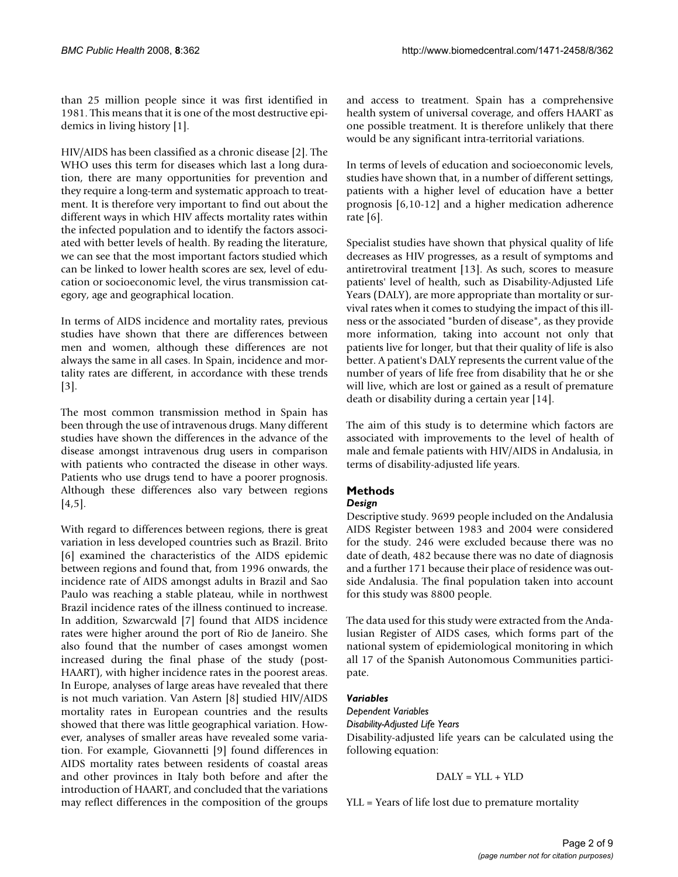than 25 million people since it was first identified in 1981. This means that it is one of the most destructive epidemics in living history [1].

HIV/AIDS has been classified as a chronic disease [2]. The WHO uses this term for diseases which last a long duration, there are many opportunities for prevention and they require a long-term and systematic approach to treatment. It is therefore very important to find out about the different ways in which HIV affects mortality rates within the infected population and to identify the factors associated with better levels of health. By reading the literature, we can see that the most important factors studied which can be linked to lower health scores are sex, level of education or socioeconomic level, the virus transmission category, age and geographical location.

In terms of AIDS incidence and mortality rates, previous studies have shown that there are differences between men and women, although these differences are not always the same in all cases. In Spain, incidence and mortality rates are different, in accordance with these trends [3].

The most common transmission method in Spain has been through the use of intravenous drugs. Many different studies have shown the differences in the advance of the disease amongst intravenous drug users in comparison with patients who contracted the disease in other ways. Patients who use drugs tend to have a poorer prognosis. Although these differences also vary between regions [4,5].

With regard to differences between regions, there is great variation in less developed countries such as Brazil. Brito [6] examined the characteristics of the AIDS epidemic between regions and found that, from 1996 onwards, the incidence rate of AIDS amongst adults in Brazil and Sao Paulo was reaching a stable plateau, while in northwest Brazil incidence rates of the illness continued to increase. In addition, Szwarcwald [7] found that AIDS incidence rates were higher around the port of Rio de Janeiro. She also found that the number of cases amongst women increased during the final phase of the study (post-HAART), with higher incidence rates in the poorest areas. In Europe, analyses of large areas have revealed that there is not much variation. Van Astern [8] studied HIV/AIDS mortality rates in European countries and the results showed that there was little geographical variation. However, analyses of smaller areas have revealed some variation. For example, Giovannetti [9] found differences in AIDS mortality rates between residents of coastal areas and other provinces in Italy both before and after the introduction of HAART, and concluded that the variations may reflect differences in the composition of the groups and access to treatment. Spain has a comprehensive health system of universal coverage, and offers HAART as one possible treatment. It is therefore unlikely that there would be any significant intra-territorial variations.

In terms of levels of education and socioeconomic levels, studies have shown that, in a number of different settings, patients with a higher level of education have a better prognosis [6,10-12] and a higher medication adherence rate [6].

Specialist studies have shown that physical quality of life decreases as HIV progresses, as a result of symptoms and antiretroviral treatment [13]. As such, scores to measure patients' level of health, such as Disability-Adjusted Life Years (DALY), are more appropriate than mortality or survival rates when it comes to studying the impact of this illness or the associated "burden of disease", as they provide more information, taking into account not only that patients live for longer, but that their quality of life is also better. A patient's DALY represents the current value of the number of years of life free from disability that he or she will live, which are lost or gained as a result of premature death or disability during a certain year [14].

The aim of this study is to determine which factors are associated with improvements to the level of health of male and female patients with HIV/AIDS in Andalusia, in terms of disability-adjusted life years.

## Methods

### *Design*

Descriptive study. 9699 people included on the Andalusia AIDS Register between 1983 and 2004 were considered for the study. 246 were excluded because there was no date of death, 482 because there was no date of diagnosis and a further 171 because their place of residence was outside Andalusia. The final population taken into account for this study was 8800 people.

The data used for this study were extracted from the Andalusian Register of AIDS cases, which forms part of the national system of epidemiological monitoring in which all 17 of the Spanish Autonomous Communities participate.

### *Variables*

*Dependent Variables*

*Disability-Adjusted Life Years*

Disability-adjusted life years can be calculated using the following equation:

$$DALY = YLL + YLD$$

YLL = Years of life lost due to premature mortality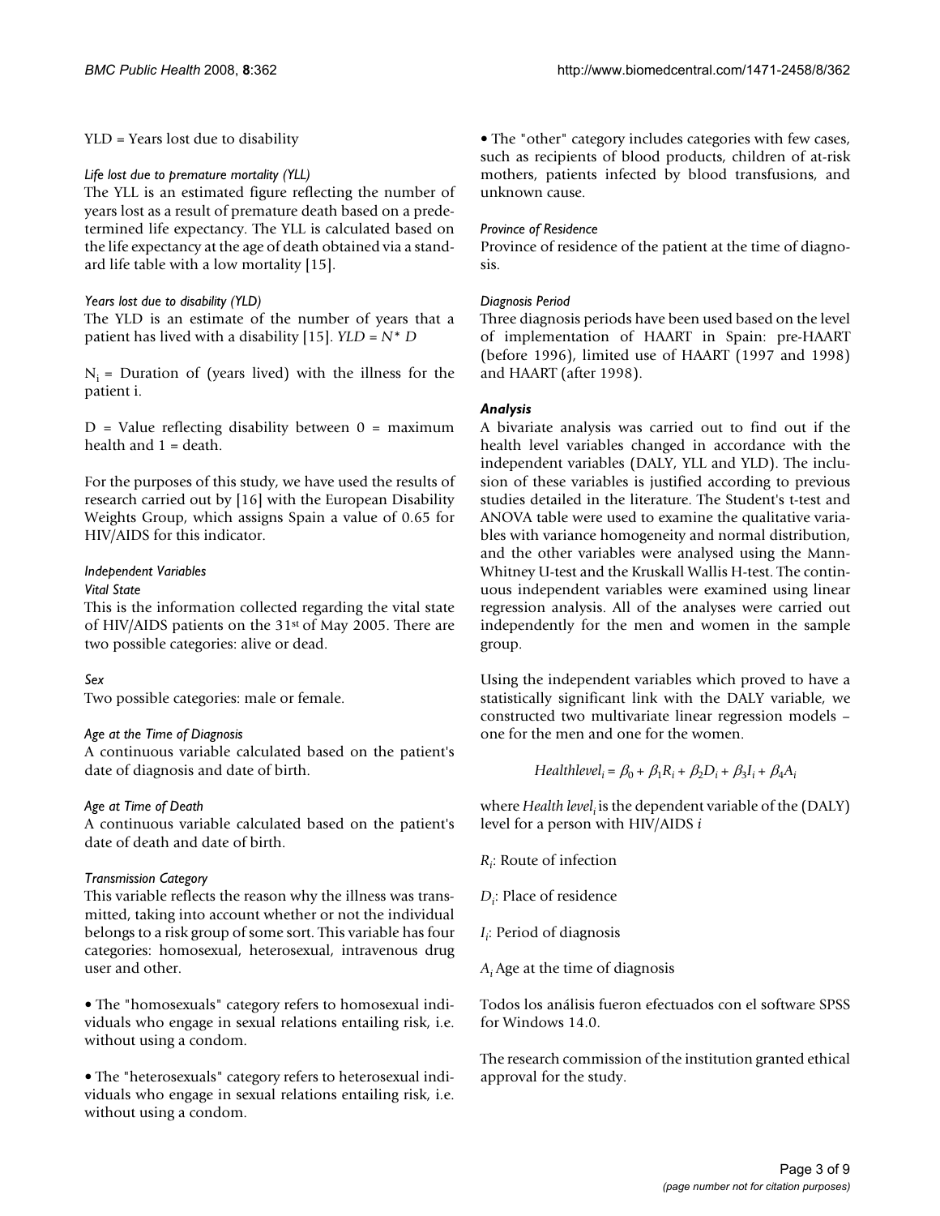YLD = Years lost due to disability

*Life lost due to premature mortality (YLL)*

The YLL is an estimated figure reflecting the number of years lost as a result of premature death based on a predetermined life expectancy. The YLL is calculated based on the life expectancy at the age of death obtained via a standard life table with a low mortality [15].

*Years lost due to disability (YLD)*

The YLD is an estimate of the number of years that a patient has lived with a disability [15]. $YLD = N^* D$

$N_i$ = Duration of (years lived) with the illness for the patient i.

D = Value reflecting disability between 0 = maximum health and 1 = death.

For the purposes of this study, we have used the results of research carried out by [16] with the European Disability Weights Group, which assigns Spain a value of 0.65 for HIV/AIDS for this indicator.

*Independent Variables*

*Vital State*

This is the information collected regarding the vital state of HIV/AIDS patients on the 31st of May 2005. There are two possible categories: alive or dead.

*Sex*

Two possible categories: male or female.

*Age at the Time of Diagnosis*

A continuous variable calculated based on the patient's date of diagnosis and date of birth.

*Age at Time of Death*

A continuous variable calculated based on the patient's date of death and date of birth.

*Transmission Category*

This variable reflects the reason why the illness was transmitted, taking into account whether or not the individual belongs to a risk group of some sort. This variable has four categories: homosexual, heterosexual, intravenous drug user and other.

• The "homosexuals" category refers to homosexual individuals who engage in sexual relations entailing risk, i.e. without using a condom.

• The "heterosexuals" category refers to heterosexual individuals who engage in sexual relations entailing risk, i.e. without using a condom.

• The "other" category includes categories with few cases, such as recipients of blood products, children of at-risk mothers, patients infected by blood transfusions, and unknown cause.

*Province of Residence*

Province of residence of the patient at the time of diagnosis.

*Diagnosis Period*

Three diagnosis periods have been used based on the level of implementation of HAART in Spain: pre-HAART (before 1996), limited use of HAART (1997 and 1998) and HAART (after 1998).

***Analysis***

A bivariate analysis was carried out to find out if the health level variables changed in accordance with the independent variables (DALY, YLL and YLD). The inclusion of these variables is justified according to previous studies detailed in the literature. The Student's t-test and ANOVA table were used to examine the qualitative variables with variance homogeneity and normal distribution, and the other variables were analysed using the Mann-Whitney U-test and the Kruskall Wallis H-test. The continuous independent variables were examined using linear regression analysis. All of the analyses were carried out independently for the men and women in the sample group.

Using the independent variables which proved to have a statistically significant link with the DALY variable, we constructed two multivariate linear regression models – one for the men and one for the women.

$$Healthlevel_i = \beta_0 + \beta_1 R_i + \beta_2 D_i + \beta_3 I_i + \beta_4 A_i$$

where $Health\ level_i$ is the dependent variable of the (DALY) level for a person with HIV/AIDS $i$

$R_i$: Route of infection

$D_i$: Place of residence

$I_i$: Period of diagnosis

$A_i$ Age at the time of diagnosis

Todos los análisis fueron efectuados con el software SPSS for Windows 14.0.

The research commission of the institution granted ethical approval for the study.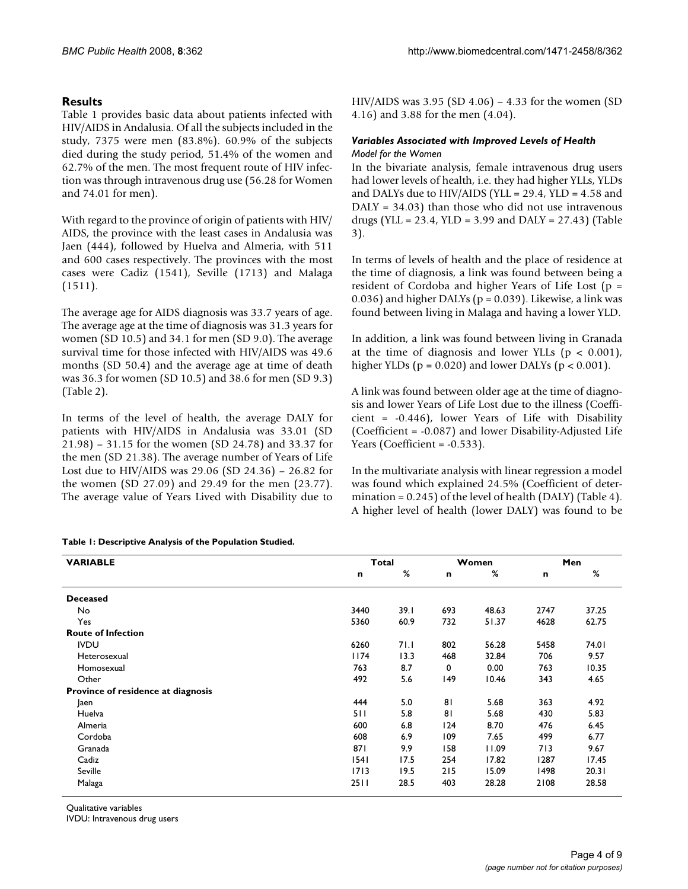## Results

Table 1 provides basic data about patients infected with HIV/AIDS in Andalusia. Of all the subjects included in the study, 7375 were men (83.8%). 60.9% of the subjects died during the study period, 51.4% of the women and 62.7% of the men. The most frequent route of HIV infection was through intravenous drug use (56.28 for Women and 74.01 for men).

With regard to the province of origin of patients with HIV/AIDS, the province with the least cases in Andalusia was Jaen (444), followed by Huelva and Almeria, with 511 and 600 cases respectively. The provinces with the most cases were Cadiz (1541), Seville (1713) and Malaga (1511).

The average age for AIDS diagnosis was 33.7 years of age. The average age at the time of diagnosis was 31.3 years for women (SD 10.5) and 34.1 for men (SD 9.0). The average survival time for those infected with HIV/AIDS was 49.6 months (SD 50.4) and the average age at time of death was 36.3 for women (SD 10.5) and 38.6 for men (SD 9.3) (Table 2).

In terms of the level of health, the average DALY for patients with HIV/AIDS in Andalusia was 33.01 (SD 21.98) – 31.15 for the women (SD 24.78) and 33.37 for the men (SD 21.38). The average number of Years of Life Lost due to HIV/AIDS was 29.06 (SD 24.36) – 26.82 for the women (SD 27.09) and 29.49 for the men (23.77). The average value of Years Lived with Disability due to HIV/AIDS was 3.95 (SD 4.06) – 4.33 for the women (SD 4.16) and 3.88 for the men (4.04).

### *Variables Associated with Improved Levels of Health*

*Model for the Women*

In the bivariate analysis, female intravenous drug users had lower levels of health, i.e. they had higher YLLs, YLDs and DALYs due to HIV/AIDS (YLL = 29.4, YLD = 4.58 and DALY = 34.03) than those who did not use intravenous drugs (YLL = 23.4, YLD = 3.99 and DALY = 27.43) (Table 3).

In terms of levels of health and the place of residence at the time of diagnosis, a link was found between being a resident of Cordoba and higher Years of Life Lost ($p = 0.036$) and higher DALYs ($p = 0.039$). Likewise, a link was found between living in Malaga and having a lower YLD.

In addition, a link was found between living in Granada at the time of diagnosis and lower YLLs ($p < 0.001$), higher YLDs ($p = 0.020$) and lower DALYs ($p < 0.001$).

A link was found between older age at the time of diagnosis and lower Years of Life Lost due to the illness (Coefficient = -0.446), lower Years of Life with Disability (Coefficient = -0.087) and lower Disability-Adjusted Life Years (Coefficient = -0.533).

In the multivariate analysis with linear regression a model was found which explained 24.5% (Coefficient of determination = 0.245) of the level of health (DALY) (Table 4). A higher level of health (lower DALY) was found to be

**Table 1: Descriptive Analysis of the Population Studied.**

| VARIABLE | Total | | Women | | Men | |
|---|---|---|---|---|---|---|
| | n | % | n | % | n | % |
| **Deceased** | | | | | | |
| No | 3440 | 39.1 | 693 | 48.63 | 2747 | 37.25 |
| Yes | 5360 | 60.9 | 732 | 51.37 | 4628 | 62.75 |
| **Route of Infection** | | | | | | |
| IVDU | 6260 | 71.1 | 802 | 56.28 | 5458 | 74.01 |
| Heterosexual | 1174 | 13.3 | 468 | 32.84 | 706 | 9.57 |
| Homosexual | 763 | 8.7 | 0 | 0.00 | 763 | 10.35 |
| Other | 492 | 5.6 | 149 | 10.46 | 343 | 4.65 |
| **Province of residence at diagnosis** | | | | | | |
| Jaen | 444 | 5.0 | 81 | 5.68 | 363 | 4.92 |
| Huelva | 511 | 5.8 | 81 | 5.68 | 430 | 5.83 |
| Almeria | 600 | 6.8 | 124 | 8.70 | 476 | 6.45 |
| Cordoba | 608 | 6.9 | 109 | 7.65 | 499 | 6.77 |
| Granada | 871 | 9.9 | 158 | 11.09 | 713 | 9.67 |
| Cadiz | 1541 | 17.5 | 254 | 17.82 | 1287 | 17.45 |
| Seville | 1713 | 19.5 | 215 | 15.09 | 1498 | 20.31 |
| Malaga | 2511 | 28.5 | 403 | 28.28 | 2108 | 28.58 |

Qualitative variables
IVDU: Intravenous drug users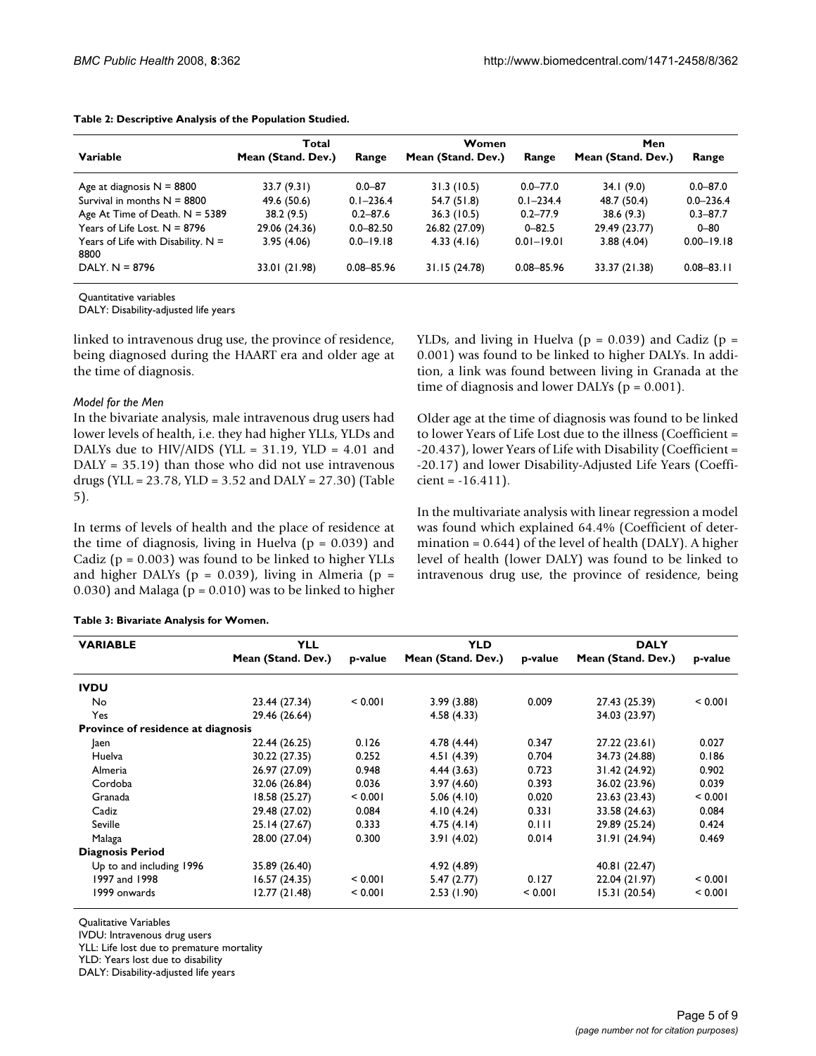**Table 2: Descriptive Analysis of the Population Studied.**

| Variable | Total Mean (Stand. Dev.) | Range | Women Mean (Stand. Dev.) | Range | Men Mean (Stand. Dev.) | Range |
| --- | --- | --- | --- | --- | --- | --- |
| Age at diagnosis N = 8800 | 33.7 (9.31) | 0.0–87 | 31.3 (10.5) | 0.0–77.0 | 34.1 (9.0) | 0.0–87.0 |
| Survival in months N = 8800 | 49.6 (50.6) | 0.1–236.4 | 54.7 (51.8) | 0.1–234.4 | 48.7 (50.4) | 0.0–236.4 |
| Age At Time of Death. N = 5389 | 38.2 (9.5) | 0.2–87.6 | 36.3 (10.5) | 0.2–77.9 | 38.6 (9.3) | 0.3–87.7 |
| Years of Life Lost. N = 8796 | 29.06 (24.36) | 0.0–82.50 | 26.82 (27.09) | 0–82.5 | 29.49 (23.77) | 0–80 |
| Years of Life with Disability. N = 8800 | 3.95 (4.06) | 0.0–19.18 | 4.33 (4.16) | 0.01–19.01 | 3.88 (4.04) | 0.00–19.18 |
| DALY. N = 8796 | 33.01 (21.98) | 0.08–85.96 | 31.15 (24.78) | 0.08–85.96 | 33.37 (21.38) | 0.08–83.11 |

Quantitative variables
DALY: Disability-adjusted life years

linked to intravenous drug use, the province of residence, being diagnosed during the HAART era and older age at the time of diagnosis.

*Model for the Men*

In the bivariate analysis, male intravenous drug users had lower levels of health, i.e. they had higher YLLs, YLDs and DALYs due to HIV/AIDS (YLL = 31.19, YLD = 4.01 and DALY = 35.19) than those who did not use intravenous drugs (YLL = 23.78, YLD = 3.52 and DALY = 27.30) (Table 5).

In terms of levels of health and the place of residence at the time of diagnosis, living in Huelva ($p = 0.039$) and Cadiz ($p = 0.003$) was found to be linked to higher YLLs and higher DALYs ($p = 0.039$), living in Almeria ($p = 0.030$) and Malaga ($p = 0.010$) was to be linked to higher YLDs, and living in Huelva ($p = 0.039$) and Cadiz ($p = 0.001$) was found to be linked to higher DALYs. In addition, a link was found between living in Granada at the time of diagnosis and lower DALYs ($p = 0.001$).

Older age at the time of diagnosis was found to be linked to lower Years of Life Lost due to the illness (Coefficient = -20.437), lower Years of Life with Disability (Coefficient = -20.17) and lower Disability-Adjusted Life Years (Coefficient = -16.411).

In the multivariate analysis with linear regression a model was found which explained 64.4% (Coefficient of determination = 0.644) of the level of health (DALY). A higher level of health (lower DALY) was found to be linked to intravenous drug use, the province of residence, being

**Table 3: Bivariate Analysis for Women.**

| VARIABLE | YLL Mean (Stand. Dev.) | p-value | YLD Mean (Stand. Dev.) | p-value | DALY Mean (Stand. Dev.) | p-value |
| --- | --- | --- | --- | --- | --- | --- |
| **IVDU** | | | | | | |
| No | 23.44 (27.34) | < 0.001 | 3.99 (3.88) | 0.009 | 27.43 (25.39) | < 0.001 |
| Yes | 29.46 (26.64) | | 4.58 (4.33) | | 34.03 (23.97) | |
| **Province of residence at diagnosis** | | | | | | |
| Jaen | 22.44 (26.25) | 0.126 | 4.78 (4.44) | 0.347 | 27.22 (23.61) | 0.027 |
| Huelva | 30.22 (27.35) | 0.252 | 4.51 (4.39) | 0.704 | 34.73 (24.88) | 0.186 |
| Almeria | 26.97 (27.09) | 0.948 | 4.44 (3.63) | 0.723 | 31.42 (24.92) | 0.902 |
| Cordoba | 32.06 (26.84) | 0.036 | 3.97 (4.60) | 0.393 | 36.02 (23.96) | 0.039 |
| Granada | 18.58 (25.27) | < 0.001 | 5.06 (4.10) | 0.020 | 23.63 (23.43) | < 0.001 |
| Cadiz | 29.48 (27.02) | 0.084 | 4.10 (4.24) | 0.331 | 33.58 (24.63) | 0.084 |
| Seville | 25.14 (27.67) | 0.333 | 4.75 (4.14) | 0.111 | 29.89 (25.24) | 0.424 |
| Malaga | 28.00 (27.04) | 0.300 | 3.91 (4.02) | 0.014 | 31.91 (24.94) | 0.469 |
| **Diagnosis Period** | | | | | | |
| Up to and including 1996 | 35.89 (26.40) | | 4.92 (4.89) | | 40.81 (22.47) | |
| 1997 and 1998 | 16.57 (24.35) | < 0.001 | 5.47 (2.77) | 0.127 | 22.04 (21.97) | < 0.001 |
| 1999 onwards | 12.77 (21.48) | < 0.001 | 2.53 (1.90) | < 0.001 | 15.31 (20.54) | < 0.001 |

Qualitative Variables
IVDU: Intravenous drug users
YLL: Life lost due to premature mortality
YLD: Years lost due to disability
DALY: Disability-adjusted life years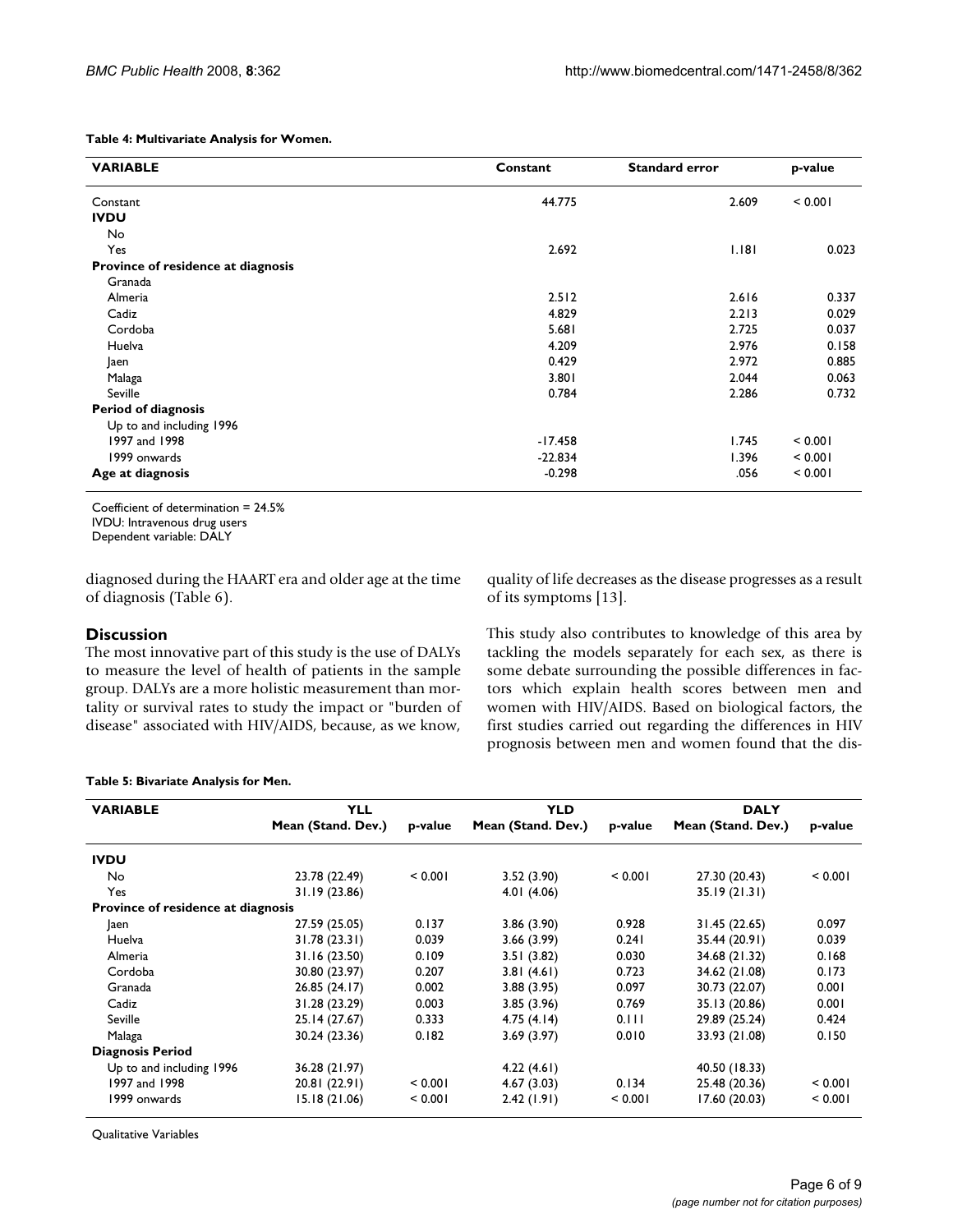**Table 4: Multivariate Analysis for Women.**

| VARIABLE | Constant | Standard error | p-value |
| --- | --- | --- | --- |
| Constant | 44.775 | 2.609 | < 0.001 |
| **IVDU** | | | |
| No | | | |
| Yes | 2.692 | 1.181 | 0.023 |
| **Province of residence at diagnosis** | | | |
| Granada | | | |
| Almeria | 2.512 | 2.616 | 0.337 |
| Cadiz | 4.829 | 2.213 | 0.029 |
| Cordoba | 5.681 | 2.725 | 0.037 |
| Huelva | 4.209 | 2.976 | 0.158 |
| Jaen | 0.429 | 2.972 | 0.885 |
| Malaga | 3.801 | 2.044 | 0.063 |
| Seville | 0.784 | 2.286 | 0.732 |
| **Period of diagnosis** | | | |
| Up to and including 1996 | | | |
| 1997 and 1998 | -17.458 | 1.745 | < 0.001 |
| 1999 onwards | -22.834 | 1.396 | < 0.001 |
| **Age at diagnosis** | -0.298 | .056 | < 0.001 |

Coefficient of determination = 24.5%
IVDU: Intravenous drug users
Dependent variable: DALY

diagnosed during the HAART era and older age at the time of diagnosis (Table 6).

## Discussion

The most innovative part of this study is the use of DALYs to measure the level of health of patients in the sample group. DALYs are a more holistic measurement than mortality or survival rates to study the impact or "burden of disease" associated with HIV/AIDS, because, as we know, quality of life decreases as the disease progresses as a result of its symptoms [13].

This study also contributes to knowledge of this area by tackling the models separately for each sex, as there is some debate surrounding the possible differences in factors which explain health scores between men and women with HIV/AIDS. Based on biological factors, the first studies carried out regarding the differences in HIV prognosis between men and women found that the dis-

**Table 5: Bivariate Analysis for Men.**

| VARIABLE | YLL | | YLD | | DALY | |
| --- | --- | --- | --- | --- | --- | --- |
| | Mean (Stand. Dev.) | p-value | Mean (Stand. Dev.) | p-value | Mean (Stand. Dev.) | p-value |
| **IVDU** | | | | | | |
| No | 23.78 (22.49) | < 0.001 | 3.52 (3.90) | < 0.001 | 27.30 (20.43) | < 0.001 |
| Yes | 31.19 (23.86) | | 4.01 (4.06) | | 35.19 (21.31) | |
| **Province of residence at diagnosis** | | | | | | |
| Jaen | 27.59 (25.05) | 0.137 | 3.86 (3.90) | 0.928 | 31.45 (22.65) | 0.097 |
| Huelva | 31.78 (23.31) | 0.039 | 3.66 (3.99) | 0.241 | 35.44 (20.91) | 0.039 |
| Almeria | 31.16 (23.50) | 0.109 | 3.51 (3.82) | 0.030 | 34.68 (21.32) | 0.168 |
| Cordoba | 30.80 (23.97) | 0.207 | 3.81 (4.61) | 0.723 | 34.62 (21.08) | 0.173 |
| Granada | 26.85 (24.17) | 0.002 | 3.88 (3.95) | 0.097 | 30.73 (22.07) | 0.001 |
| Cadiz | 31.28 (23.29) | 0.003 | 3.85 (3.96) | 0.769 | 35.13 (20.86) | 0.001 |
| Seville | 25.14 (27.67) | 0.333 | 4.75 (4.14) | 0.111 | 29.89 (25.24) | 0.424 |
| Malaga | 30.24 (23.36) | 0.182 | 3.69 (3.97) | 0.010 | 33.93 (21.08) | 0.150 |
| **Diagnosis Period** | | | | | | |
| Up to and including 1996 | 36.28 (21.97) | | 4.22 (4.61) | | 40.50 (18.33) | |
| 1997 and 1998 | 20.81 (22.91) | < 0.001 | 4.67 (3.03) | 0.134 | 25.48 (20.36) | < 0.001 |
| 1999 onwards | 15.18 (21.06) | < 0.001 | 2.42 (1.91) | < 0.001 | 17.60 (20.03) | < 0.001 |

Qualitative Variables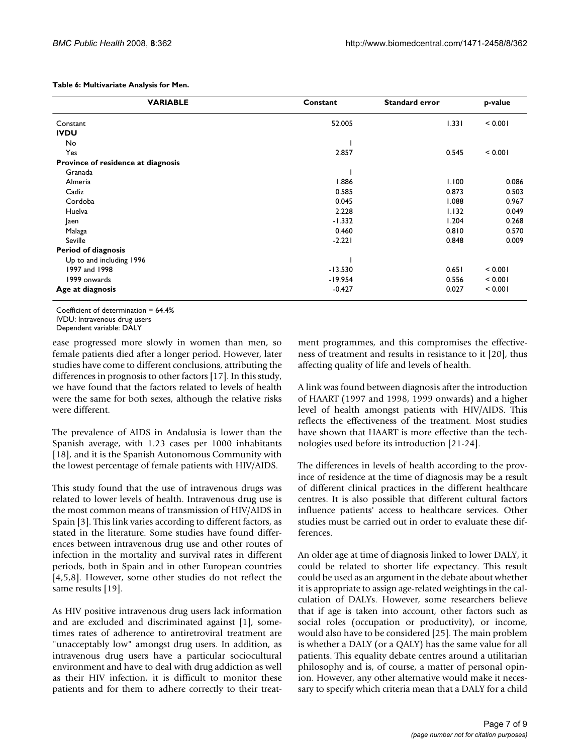**Table 6: Multivariate Analysis for Men.**

| VARIABLE | Constant | Standard error | p-value |
|---|---|---|---|
| Constant | 52.005 | 1.331 | < 0.001 |
| **IVDU** | | | |
| No | 1 | | |
| Yes | 2.857 | 0.545 | < 0.001 |
| **Province of residence at diagnosis** | | | |
| Granada | 1 | | |
| Almeria | 1.886 | 1.100 | 0.086 |
| Cadiz | 0.585 | 0.873 | 0.503 |
| Cordoba | 0.045 | 1.088 | 0.967 |
| Huelva | 2.228 | 1.132 | 0.049 |
| Jaen | -1.332 | 1.204 | 0.268 |
| Malaga | 0.460 | 0.810 | 0.570 |
| Seville | -2.221 | 0.848 | 0.009 |
| **Period of diagnosis** | | | |
| Up to and including 1996 | 1 | | |
| 1997 and 1998 | -13.530 | 0.651 | < 0.001 |
| 1999 onwards | -19.954 | 0.556 | < 0.001 |
| **Age at diagnosis** | -0.427 | 0.027 | < 0.001 |

Coefficient of determination = 64.4%
IVDU: Intravenous drug users
Dependent variable: DALY

ease progressed more slowly in women than men, so female patients died after a longer period. However, later studies have come to different conclusions, attributing the differences in prognosis to other factors [17]. In this study, we have found that the factors related to levels of health were the same for both sexes, although the relative risks were different.

The prevalence of AIDS in Andalusia is lower than the Spanish average, with 1.23 cases per 1000 inhabitants [18], and it is the Spanish Autonomous Community with the lowest percentage of female patients with HIV/AIDS.

This study found that the use of intravenous drugs was related to lower levels of health. Intravenous drug use is the most common means of transmission of HIV/AIDS in Spain [3]. This link varies according to different factors, as stated in the literature. Some studies have found differences between intravenous drug use and other routes of infection in the mortality and survival rates in different periods, both in Spain and in other European countries [4,5,8]. However, some other studies do not reflect the same results [19].

As HIV positive intravenous drug users lack information and are excluded and discriminated against [1], sometimes rates of adherence to antiretroviral treatment are "unacceptably low" amongst drug users. In addition, as intravenous drug users have a particular sociocultural environment and have to deal with drug addiction as well as their HIV infection, it is difficult to monitor these patients and for them to adhere correctly to their treatment programmes, and this compromises the effectiveness of treatment and results in resistance to it [20], thus affecting quality of life and levels of health.

A link was found between diagnosis after the introduction of HAART (1997 and 1998, 1999 onwards) and a higher level of health amongst patients with HIV/AIDS. This reflects the effectiveness of the treatment. Most studies have shown that HAART is more effective than the technologies used before its introduction [21-24].

The differences in levels of health according to the province of residence at the time of diagnosis may be a result of different clinical practices in the different healthcare centres. It is also possible that different cultural factors influence patients' access to healthcare services. Other studies must be carried out in order to evaluate these differences.

An older age at time of diagnosis linked to lower DALY, it could be related to shorter life expectancy. This result could be used as an argument in the debate about whether it is appropriate to assign age-related weightings in the calculation of DALYs. However, some researchers believe that if age is taken into account, other factors such as social roles (occupation or productivity), or income, would also have to be considered [25]. The main problem is whether a DALY (or a QALY) has the same value for all patients. This equality debate centres around a utilitarian philosophy and is, of course, a matter of personal opinion. However, any other alternative would make it necessary to specify which criteria mean that a DALY for a child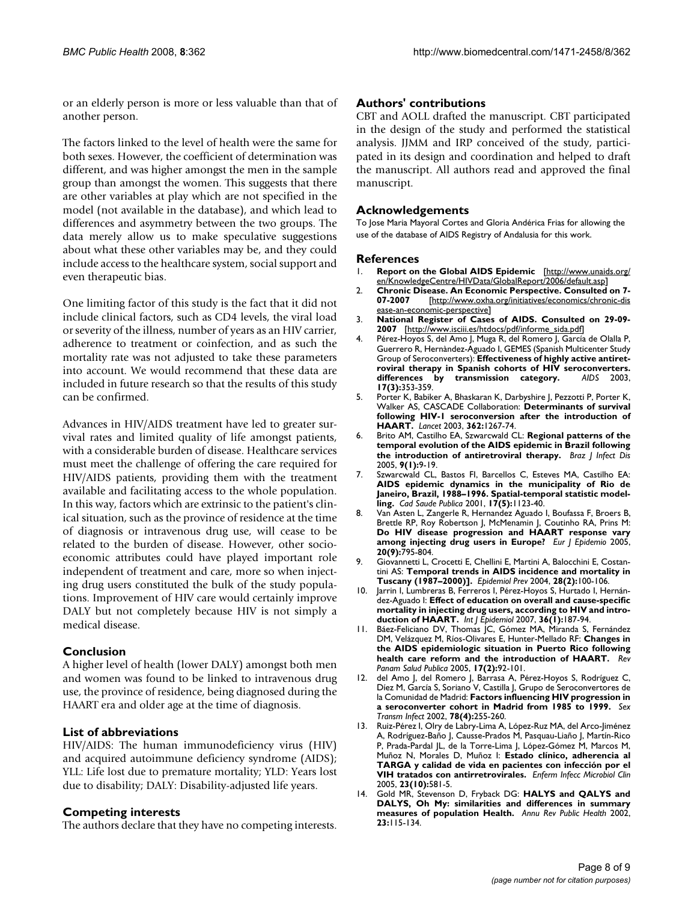or an elderly person is more or less valuable than that of another person.

The factors linked to the level of health were the same for both sexes. However, the coefficient of determination was different, and was higher amongst the men in the sample group than amongst the women. This suggests that there are other variables at play which are not specified in the model (not available in the database), and which lead to differences and asymmetry between the two groups. The data merely allow us to make speculative suggestions about what these other variables may be, and they could include access to the healthcare system, social support and even therapeutic bias.

One limiting factor of this study is the fact that it did not include clinical factors, such as CD4 levels, the viral load or severity of the illness, number of years as an HIV carrier, adherence to treatment or coinfection, and as such the mortality rate was not adjusted to take these parameters into account. We would recommend that these data are included in future research so that the results of this study can be confirmed.

Advances in HIV/AIDS treatment have led to greater survival rates and limited quality of life amongst patients, with a considerable burden of disease. Healthcare services must meet the challenge of offering the care required for HIV/AIDS patients, providing them with the treatment available and facilitating access to the whole population. In this way, factors which are extrinsic to the patient's clinical situation, such as the province of residence at the time of diagnosis or intravenous drug use, will cease to be related to the burden of disease. However, other socioeconomic attributes could have played important role independent of treatment and care, more so when injecting drug users constituted the bulk of the study populations. Improvement of HIV care would certainly improve DALY but not completely because HIV is not simply a medical disease.

## Conclusion

A higher level of health (lower DALY) amongst both men and women was found to be linked to intravenous drug use, the province of residence, being diagnosed during the HAART era and older age at the time of diagnosis.

## List of abbreviations

HIV/AIDS: The human immunodeficiency virus (HIV) and acquired autoimmune deficiency syndrome (AIDS); YLL: Life lost due to premature mortality; YLD: Years lost due to disability; DALY: Disability-adjusted life years.

## Competing interests

The authors declare that they have no competing interests.

## Authors' contributions

CBT and AOLL drafted the manuscript. CBT participated in the design of the study and performed the statistical analysis. JJMM and IRP conceived of the study, participated in its design and coordination and helped to draft the manuscript. All authors read and approved the final manuscript.

## Acknowledgements

To Jose Maria Mayoral Cortes and Gloria Andérica Frias for allowing the use of the database of AIDS Registry of Andalusia for this work.

## References

1. **Report on the Global AIDS Epidemic** [http://www.unaids.org/en/KnowledgeCentre/HIVData/GlobalReport/2006/default.asp]
2. **Chronic Disease. An Economic Perspective. Consulted on 7-07-2007** [http://www.oxha.org/initiatives/economics/chronic-disease-an-economic-perspective]
3. **National Register of Cases of AIDS. Consulted on 29-09-2007** [http://www.isciii.es/htdocs/pdf/informe_sida.pdf]
4. Pérez-Hoyos S, del Amo J, Muga R, del Romero J, García de Olalla P, Guerrero R, Hernàndez-Aguado I, GEMES (Spanish Multicenter Study Group of Seroconverters): **Effectiveness of highly active antiretroviral therapy in Spanish cohorts of HIV seroconverters. differences by transmission category.** *AIDS* 2003, **17(3):**353-359.
5. Porter K, Babiker A, Bhaskaran K, Darbyshire J, Pezzotti P, Porter K, Walker AS, CASCADE Collaboration: **Determinants of survival following HIV-1 seroconversion after the introduction of HAART.** *Lancet* 2003, **362:**1267-74.
6. Brito AM, Castilho EA, Szwarcwald CL: **Regional patterns of the temporal evolution of the AIDS epidemic in Brazil following the introduction of antiretroviral therapy.** *Braz J Infect Dis* 2005, **9(1):**9-19.
7. Szwarcwald CL, Bastos FI, Barcellos C, Esteves MA, Castilho EA: **AIDS epidemic dynamics in the municipality of Rio de Janeiro, Brazil, 1988–1996. Spatial-temporal statistic modelling.** *Cad Saude Publica* 2001, **17(5):**1123-40.
8. Van Asten L, Zangerle R, Hernandez Aguado I, Boufassa F, Broers B, Brettle RP, Roy Robertson J, McMenamin J, Coutinho RA, Prins M: **Do HIV disease progression and HAART response vary among injecting drug users in Europe?** *Eur J Epidemio* 2005, **20(9):**795-804.
9. Giovannetti L, Crocetti E, Chellini E, Martini A, Balocchini E, Costantini AS: **Temporal trends in AIDS incidence and mortality in Tuscany (1987–2000)].** *Epidemiol Prev* 2004, **28(2):**100-106.
10. Jarrin I, Lumbreras B, Ferreros I, Pérez-Hoyos S, Hurtado I, Hernández-Aguado I: **Effect of education on overall and cause-specific mortality in injecting drug users, according to HIV and introduction of HAART.** *Int J Epidemiol* 2007, **36(1):**187-94.
11. Báez-Feliciano DV, Thomas JC, Gómez MA, Miranda S, Fernández DM, Velázquez M, Ríos-Olivares E, Hunter-Mellado RF: **Changes in the AIDS epidemiologic situation in Puerto Rico following health care reform and the introduction of HAART.** *Rev Panam Salud Publica* 2005, **17(2):**92-101.
12. del Amo J, del Romero J, Barrasa A, Pérez-Hoyos S, Rodríguez C, Díez M, García S, Soriano V, Castilla J, Grupo de Seroconvertores de la Comunidad de Madrid: **Factors influencing HIV progression in a seroconverter cohort in Madrid from 1985 to 1999.** *Sex Transm Infect* 2002, **78(4):**255-260.
13. Ruiz-Pérez I, Olry de Labry-Lima A, López-Ruz MA, del Arco-Jiménez A, Rodríguez-Baño J, Causse-Prados M, Pasquau-Liaño J, Martín-Rico P, Prada-Pardal JL, de la Torre-Lima J, López-Gómez M, Marcos M, Muñoz N, Morales D, Muñoz I: **Estado clínico, adherencia al TARGA y calidad de vida en pacientes con infección por el VIH tratados con antirretrovirales.** *Enferm Infecc Microbiol Clin* 2005, **23(10):**581-5.
14. Gold MR, Stevenson D, Fryback DG: **HALYS and QALYS and DALYS, Oh My: similarities and differences in summary measures of population Health.** *Annu Rev Public Health* 2002, **23:**115-134.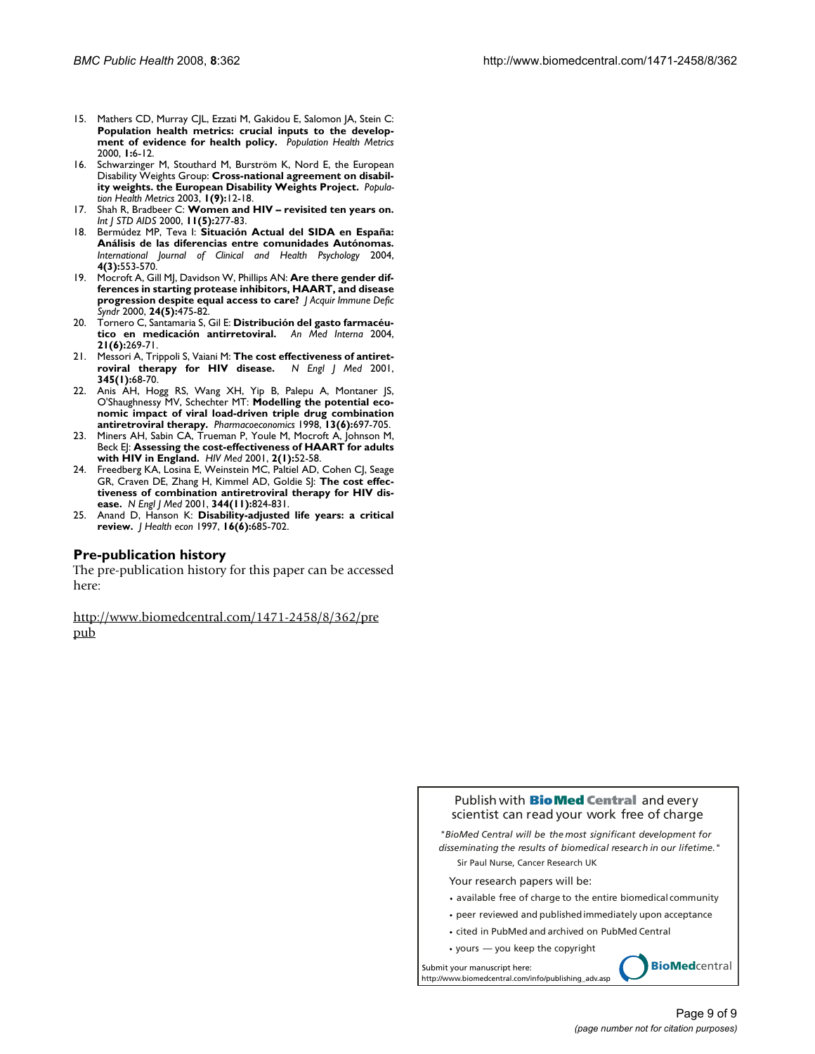15. Mathers CD, Murray CJL, Ezzati M, Gakidou E, Salomon JA, Stein C: **Population health metrics: crucial inputs to the development of evidence for health policy.** *Population Health Metrics* 2000, **1:**6-12.
16. Schwarzinger M, Stouthard M, Burström K, Nord E, the European Disability Weights Group: **Cross-national agreement on disability weights. the European Disability Weights Project.** *Population Health Metrics* 2003, **1(9):**12-18.
17. Shah R, Bradbeer C: **Women and HIV – revisited ten years on.** *Int J STD AIDS* 2000, **11(5):**277-83.
18. Bermúdez MP, Teva I: **Situación Actual del SIDA en España: Análisis de las diferencias entre comunidades Autónomas.** *International Journal of Clinical and Health Psychology* 2004, **4(3):**553-570.
19. Mocroft A, Gill MJ, Davidson W, Phillips AN: **Are there gender differences in starting protease inhibitors, HAART, and disease progression despite equal access to care?** *J Acquir Immune Defic Syndr* 2000, **24(5):**475-82.
20. Tornero C, Santamaria S, Gil E: **Distribución del gasto farmacéutico en medicación antirretoviral.** *An Med Interna* 2004, **21(6):**269-71.
21. Messori A, Trippoli S, Vaiani M: **The cost effectiveness of antiretroviral therapy for HIV disease.** *N Engl J Med* 2001, **345(1):**68-70.
22. Anis AH, Hogg RS, Wang XH, Yip B, Palepu A, Montaner JS, O'Shaughnessy MV, Schechter MT: **Modelling the potential economic impact of viral load-driven triple drug combination antiretroviral therapy.** *Pharmacoeconomics* 1998, **13(6):**697-705.
23. Miners AH, Sabin CA, Trueman P, Youle M, Mocroft A, Johnson M, Beck EJ: **Assessing the cost-effectiveness of HAART for adults with HIV in England.** *HIV Med* 2001, **2(1):**52-58.
24. Freedberg KA, Losina E, Weinstein MC, Paltiel AD, Cohen CJ, Seage GR, Craven DE, Zhang H, Kimmel AD, Goldie SJ: **The cost effectiveness of combination antiretroviral therapy for HIV disease.** *N Engl J Med* 2001, **344(11):**824-831.
25. Anand D, Hanson K: **Disability-adjusted life years: a critical review.** *J Health econ* 1997, **16(6):**685-702.

## Pre-publication history

The pre-publication history for this paper can be accessed here:

http://www.biomedcentral.com/1471-2458/8/362/prepub

Publish with **BioMed Central** and every scientist can read your work free of charge

*"BioMed Central will be the most significant development for disseminating the results of biomedical research in our lifetime."*
Sir Paul Nurse, Cancer Research UK

Your research papers will be:

- available free of charge to the entire biomedical community
- peer reviewed and published immediately upon acceptance
- cited in PubMed and archived on PubMed Central
- yours — you keep the copyright

Submit your manuscript here:
http://www.biomedcentral.com/info/publishing_adv.asp

**BioMed**central